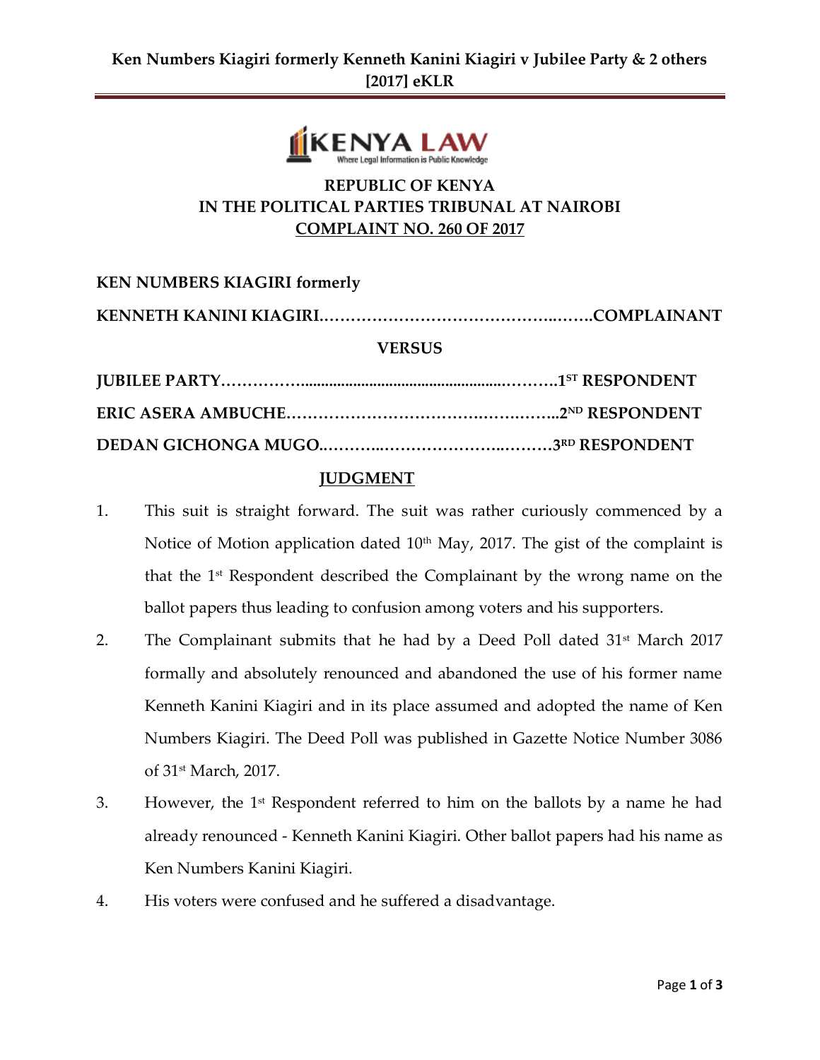REPUBLIC OF KENYA

IN THE POLITICAL PARTIES TRIBUNAL AT NAIROBI

**COMPLAINT NO. 260 OF 2017**

**KEN NUMBERS KIAGIRI formerly**

**KENNETH KANINI KIAGIRI……………………………………..…….COMPLAINANT**

**VERSUS**

**JUBILEE PARTY……………..............................................……….1ST RESPONDENT**

**ERIC ASERA AMBUCHE…………………………….…….……..2ND RESPONDENT**

**DEDAN GICHONGA MUGO..………..………………….……….3RD RESPONDENT**

## JUDGMENT

1. This suit is straight forward. The suit was rather curiously commenced by a Notice of Motion application dated 10th May, 2017. The gist of the complaint is that the 1st Respondent described the Complainant by the wrong name on the ballot papers thus leading to confusion among voters and his supporters.
2. The Complainant submits that he had by a Deed Poll dated 31st March 2017 formally and absolutely renounced and abandoned the use of his former name Kenneth Kanini Kiagiri and in its place assumed and adopted the name of Ken Numbers Kiagiri. The Deed Poll was published in Gazette Notice Number 3086 of 31st March, 2017.
3. However, the 1st Respondent referred to him on the ballots by a name he had already renounced - Kenneth Kanini Kiagiri. Other ballot papers had his name as Ken Numbers Kanini Kiagiri.
4. His voters were confused and he suffered a disadvantage.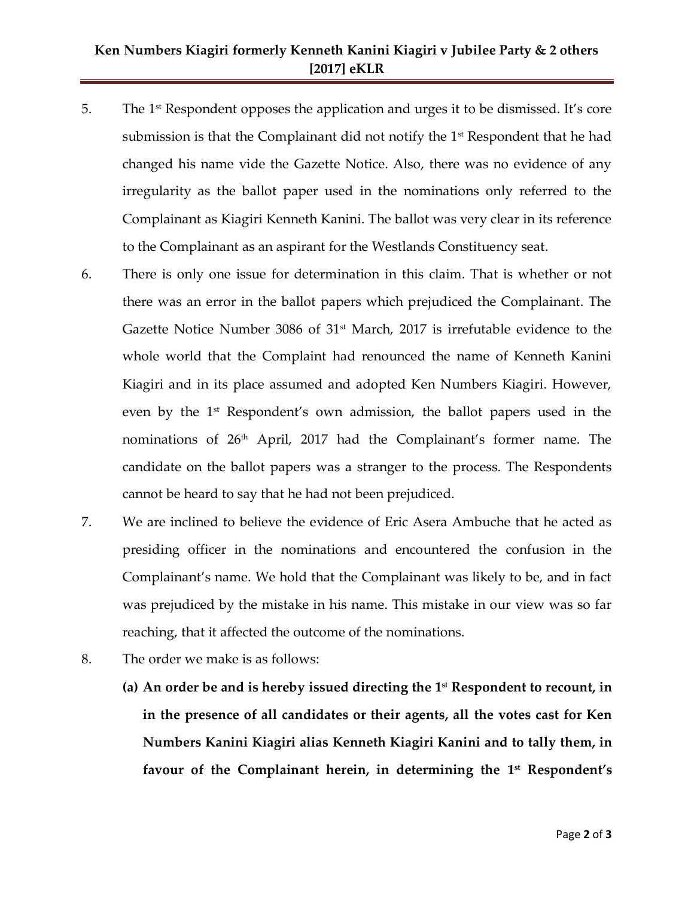5. The 1st Respondent opposes the application and urges it to be dismissed. It's core submission is that the Complainant did not notify the 1st Respondent that he had changed his name vide the Gazette Notice. Also, there was no evidence of any irregularity as the ballot paper used in the nominations only referred to the Complainant as Kiagiri Kenneth Kanini. The ballot was very clear in its reference to the Complainant as an aspirant for the Westlands Constituency seat.

6. There is only one issue for determination in this claim. That is whether or not there was an error in the ballot papers which prejudiced the Complainant. The Gazette Notice Number 3086 of 31st March, 2017 is irrefutable evidence to the whole world that the Complaint had renounced the name of Kenneth Kanini Kiagiri and in its place assumed and adopted Ken Numbers Kiagiri. However, even by the 1st Respondent's own admission, the ballot papers used in the nominations of 26th April, 2017 had the Complainant's former name. The candidate on the ballot papers was a stranger to the process. The Respondents cannot be heard to say that he had not been prejudiced.

7. We are inclined to believe the evidence of Eric Asera Ambuche that he acted as presiding officer in the nominations and encountered the confusion in the Complainant's name. We hold that the Complainant was likely to be, and in fact was prejudiced by the mistake in his name. This mistake in our view was so far reaching, that it affected the outcome of the nominations.

8. The order we make is as follows:

   **(a) An order be and is hereby issued directing the 1st Respondent to recount, in in the presence of all candidates or their agents, all the votes cast for Ken Numbers Kanini Kiagiri alias Kenneth Kiagiri Kanini and to tally them, in favour of the Complainant herein, in determining the 1st Respondent's**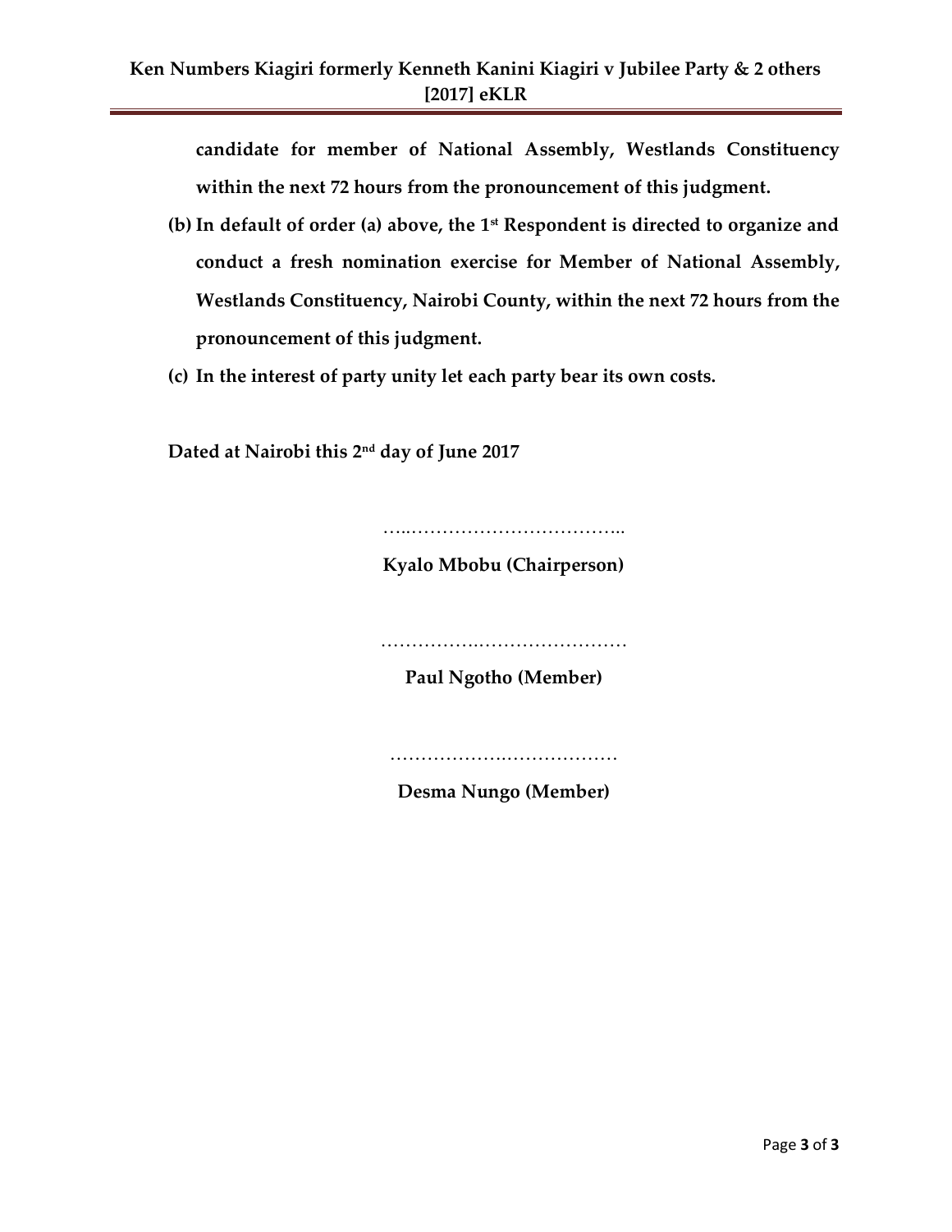**candidate for member of National Assembly, Westlands Constituency within the next 72 hours from the pronouncement of this judgment.**

**(b) In default of order (a) above, the 1st Respondent is directed to organize and conduct a fresh nomination exercise for Member of National Assembly, Westlands Constituency, Nairobi County, within the next 72 hours from the pronouncement of this judgment.**

**(c) In the interest of party unity let each party bear its own costs.**

**Dated at Nairobi this 2nd day of June 2017**

…..……………………………..

**Kyalo Mbobu (Chairperson)**

……………..……………………

**Paul Ngotho (Member)**

……………….………………

**Desma Nungo (Member)**